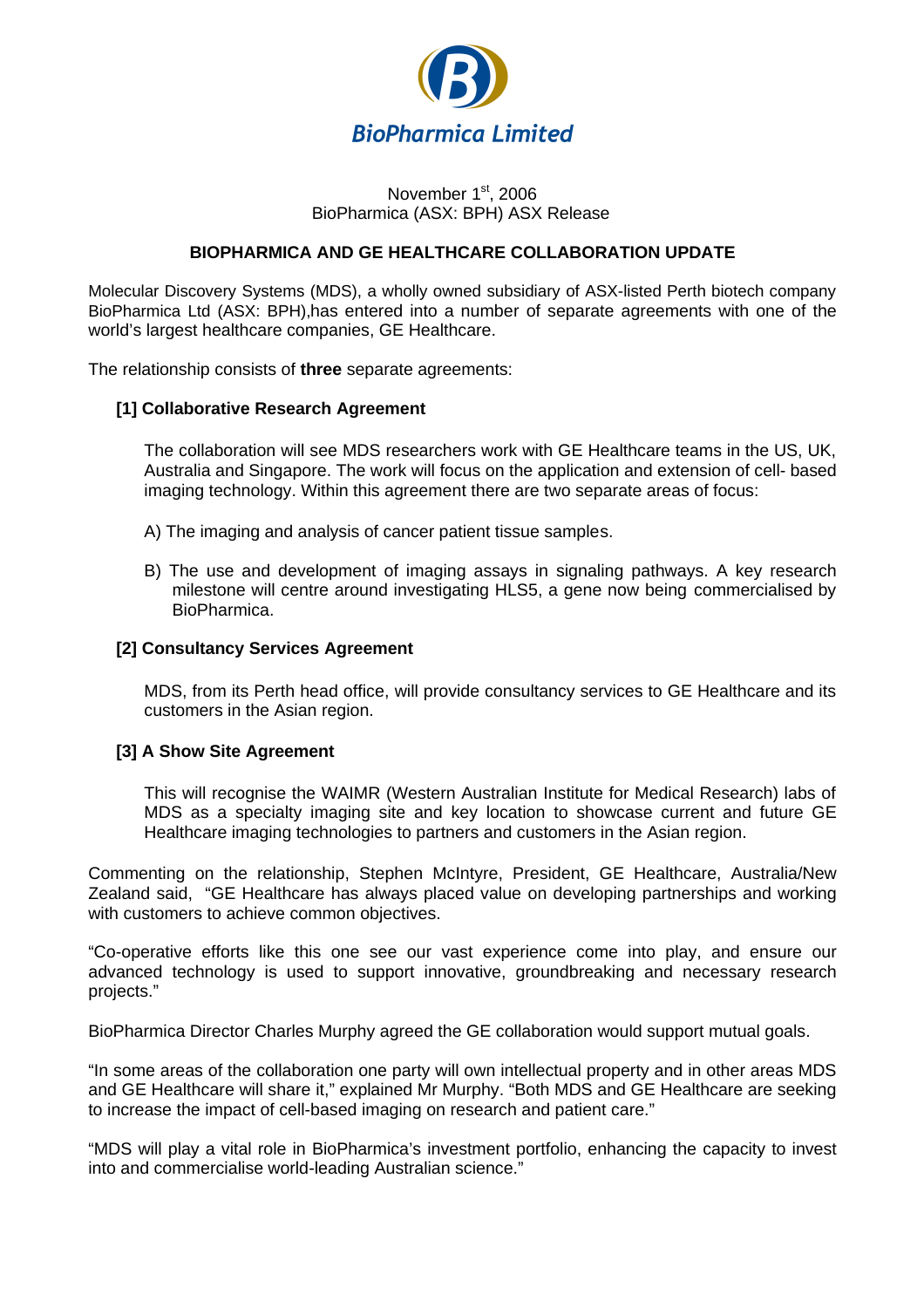**BioPharmica Limited**

November 1st, 2006
BioPharmica (ASX: BPH) ASX Release

## BIOPHARMICA AND GE HEALTHCARE COLLABORATION UPDATE

Molecular Discovery Systems (MDS), a wholly owned subsidiary of ASX-listed Perth biotech company BioPharmica Ltd (ASX: BPH),has entered into a number of separate agreements with one of the world's largest healthcare companies, GE Healthcare.

The relationship consists of **three** separate agreements:

### [1] Collaborative Research Agreement

The collaboration will see MDS researchers work with GE Healthcare teams in the US, UK, Australia and Singapore. The work will focus on the application and extension of cell- based imaging technology. Within this agreement there are two separate areas of focus:

A) The imaging and analysis of cancer patient tissue samples.

B) The use and development of imaging assays in signaling pathways. A key research milestone will centre around investigating HLS5, a gene now being commercialised by BioPharmica.

### [2] Consultancy Services Agreement

MDS, from its Perth head office, will provide consultancy services to GE Healthcare and its customers in the Asian region.

### [3] A Show Site Agreement

This will recognise the WAIMR (Western Australian Institute for Medical Research) labs of MDS as a specialty imaging site and key location to showcase current and future GE Healthcare imaging technologies to partners and customers in the Asian region.

Commenting on the relationship, Stephen McIntyre, President, GE Healthcare, Australia/New Zealand said, "GE Healthcare has always placed value on developing partnerships and working with customers to achieve common objectives.

"Co-operative efforts like this one see our vast experience come into play, and ensure our advanced technology is used to support innovative, groundbreaking and necessary research projects."

BioPharmica Director Charles Murphy agreed the GE collaboration would support mutual goals.

"In some areas of the collaboration one party will own intellectual property and in other areas MDS and GE Healthcare will share it," explained Mr Murphy. "Both MDS and GE Healthcare are seeking to increase the impact of cell-based imaging on research and patient care."

"MDS will play a vital role in BioPharmica's investment portfolio, enhancing the capacity to invest into and commercialise world-leading Australian science."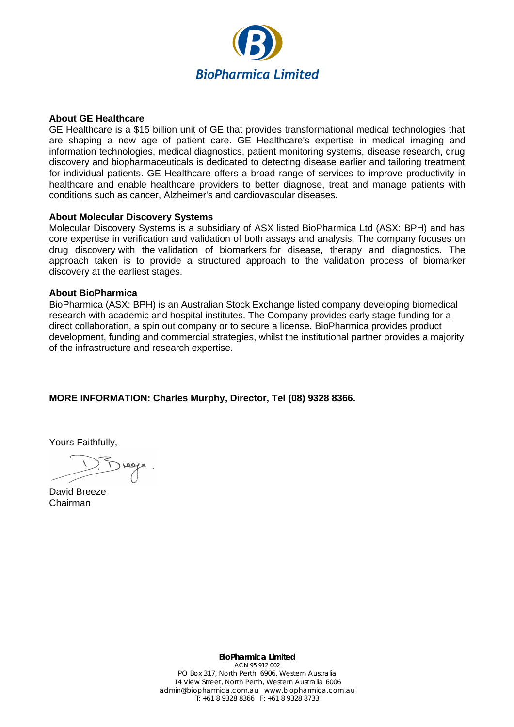**BioPharmica Limited**

**About GE Healthcare**

GE Healthcare is a $15 billion unit of GE that provides transformational medical technologies that are shaping a new age of patient care. GE Healthcare's expertise in medical imaging and information technologies, medical diagnostics, patient monitoring systems, disease research, drug discovery and biopharmaceuticals is dedicated to detecting disease earlier and tailoring treatment for individual patients. GE Healthcare offers a broad range of services to improve productivity in healthcare and enable healthcare providers to better diagnose, treat and manage patients with conditions such as cancer, Alzheimer's and cardiovascular diseases.

**About Molecular Discovery Systems**

Molecular Discovery Systems is a subsidiary of ASX listed BioPharmica Ltd (ASX: BPH) and has core expertise in verification and validation of both assays and analysis. The company focuses on drug discovery with the validation of biomarkers for disease, therapy and diagnostics. The approach taken is to provide a structured approach to the validation process of biomarker discovery at the earliest stages.

**About BioPharmica**

BioPharmica (ASX: BPH) is an Australian Stock Exchange listed company developing biomedical research with academic and hospital institutes. The Company provides early stage funding for a direct collaboration, a spin out company or to secure a license. BioPharmica provides product development, funding and commercial strategies, whilst the institutional partner provides a majority of the infrastructure and research expertise.

**MORE INFORMATION: Charles Murphy, Director, Tel (08) 9328 8366.**

Yours Faithfully,

David Breeze
Chairman

**BioPharmica Limited**
ACN 95 912 002
PO Box 317, North Perth 6906, Western Australia
14 View Street, North Perth, Western Australia 6006
admin@biopharmica.com.au www.biopharmica.com.au
T: +61 8 9328 8366 F: +61 8 9328 8733